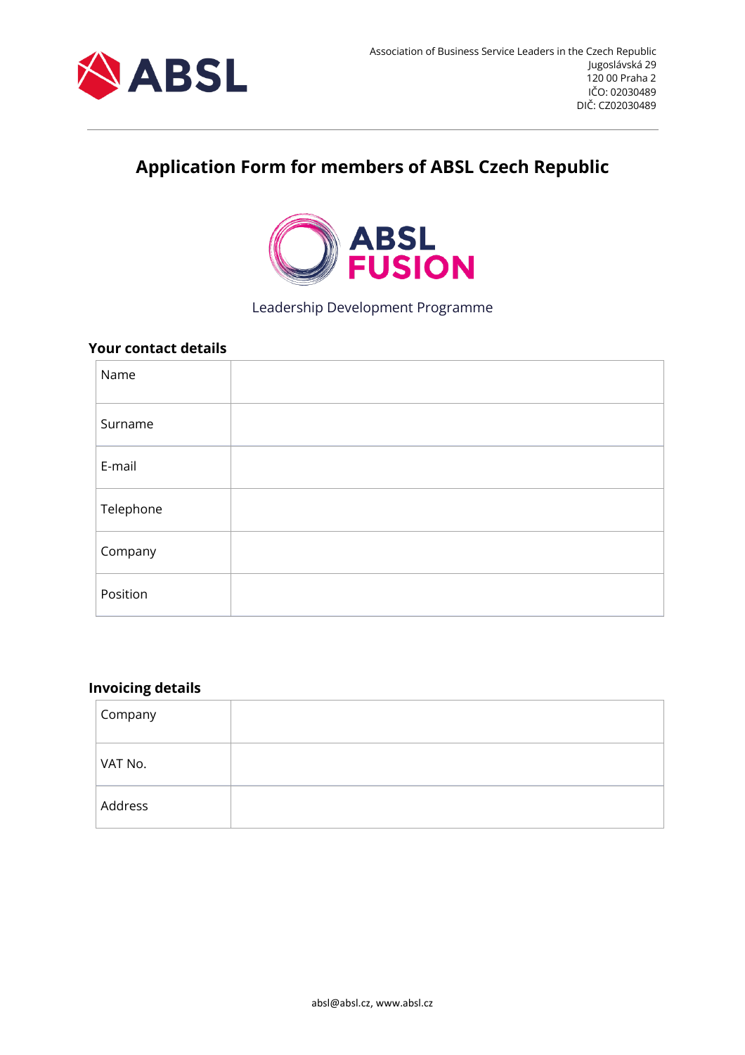Association of Business Service Leaders in the Czech Republic
Jugoslávská 29
120 00 Praha 2
IČO: 02030489
DIČ: CZ02030489

# Application Form for members of ABSL Czech Republic

ABSL FUSION

Leadership Development Programme

## Your contact details

| Name | |
|---|---|
| Surname | |
| E-mail | |
| Telephone | |
| Company | |
| Position | |

## Invoicing details

| Company | |
|---|---|
| VAT No. | |
| Address | |

absl@absl.cz, www.absl.cz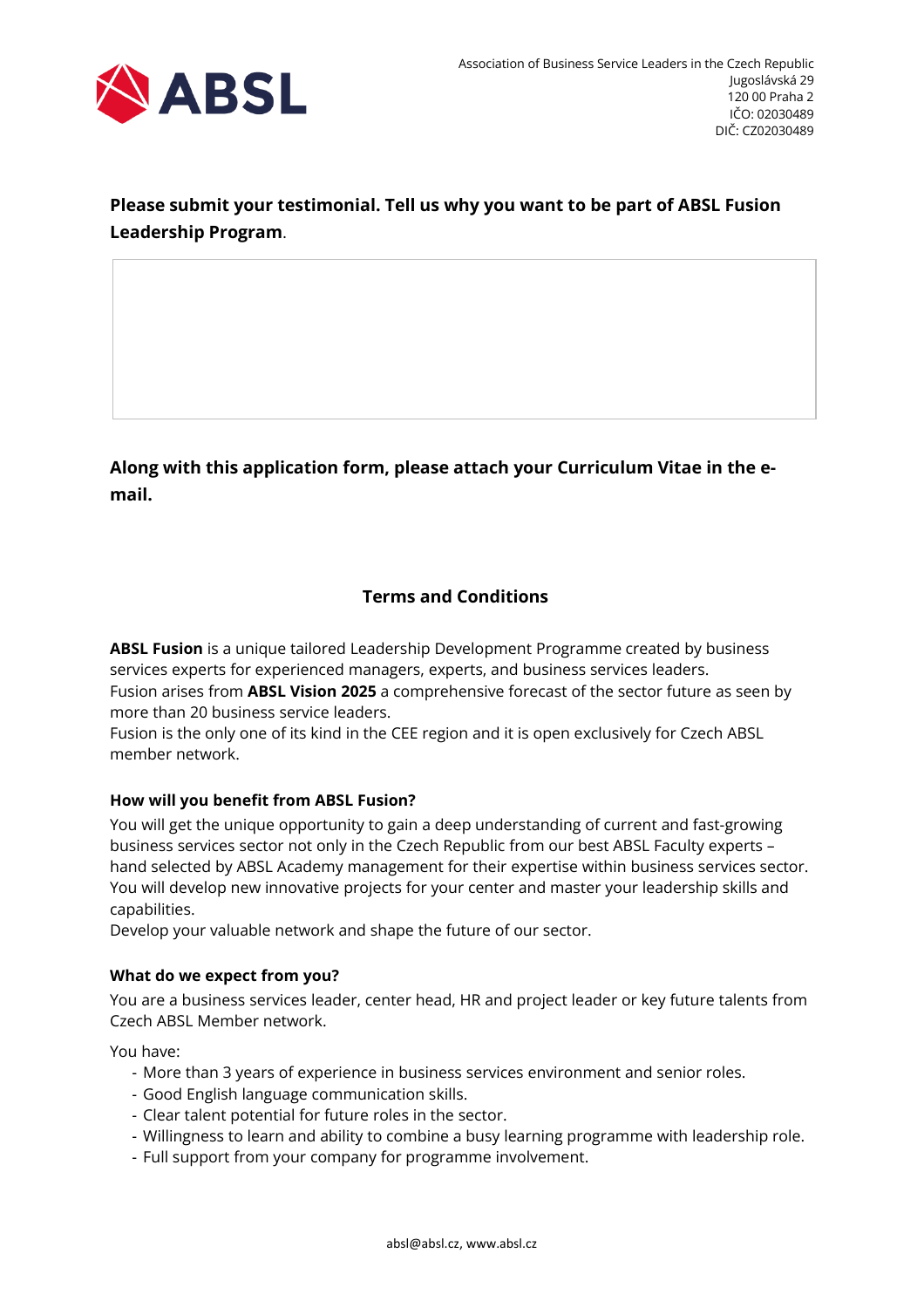**Please submit your testimonial. Tell us why you want to be part of ABSL Fusion Leadership Program**.

**Along with this application form, please attach your Curriculum Vitae in the e-mail.**

## Terms and Conditions

**ABSL Fusion** is a unique tailored Leadership Development Programme created by business services experts for experienced managers, experts, and business services leaders.
Fusion arises from **ABSL Vision 2025** a comprehensive forecast of the sector future as seen by more than 20 business service leaders.
Fusion is the only one of its kind in the CEE region and it is open exclusively for Czech ABSL member network.

**How will you benefit from ABSL Fusion?**

You will get the unique opportunity to gain a deep understanding of current and fast-growing business services sector not only in the Czech Republic from our best ABSL Faculty experts – hand selected by ABSL Academy management for their expertise within business services sector. You will develop new innovative projects for your center and master your leadership skills and capabilities.
Develop your valuable network and shape the future of our sector.

**What do we expect from you?**

You are a business services leader, center head, HR and project leader or key future talents from Czech ABSL Member network.

You have:

- More than 3 years of experience in business services environment and senior roles.
- Good English language communication skills.
- Clear talent potential for future roles in the sector.
- Willingness to learn and ability to combine a busy learning programme with leadership role.
- Full support from your company for programme involvement.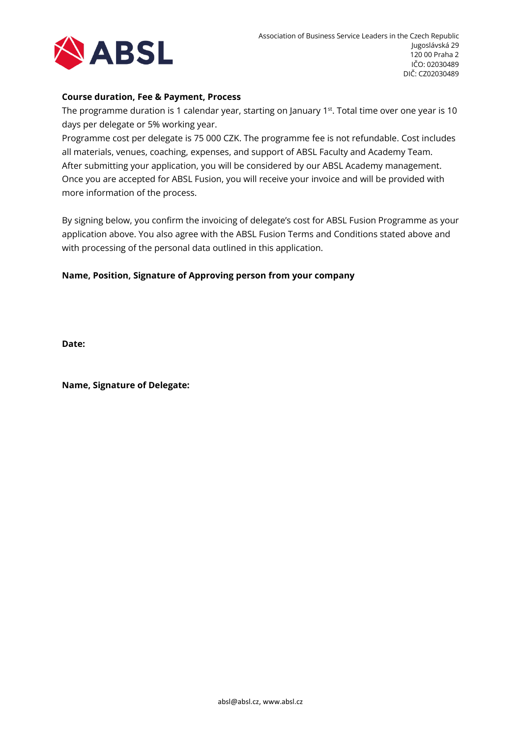Association of Business Service Leaders in the Czech Republic
Jugoslávská 29
120 00 Praha 2
IČO: 02030489
DIČ: CZ02030489

**Course duration, Fee & Payment, Process**

The programme duration is 1 calendar year, starting on January 1st. Total time over one year is 10 days per delegate or 5% working year.
Programme cost per delegate is 75 000 CZK. The programme fee is not refundable. Cost includes all materials, venues, coaching, expenses, and support of ABSL Faculty and Academy Team.
After submitting your application, you will be considered by our ABSL Academy management. Once you are accepted for ABSL Fusion, you will receive your invoice and will be provided with more information of the process.

By signing below, you confirm the invoicing of delegate's cost for ABSL Fusion Programme as your application above. You also agree with the ABSL Fusion Terms and Conditions stated above and with processing of the personal data outlined in this application.

**Name, Position, Signature of Approving person from your company**

**Date:**

**Name, Signature of Delegate:**

absl@absl.cz, www.absl.cz